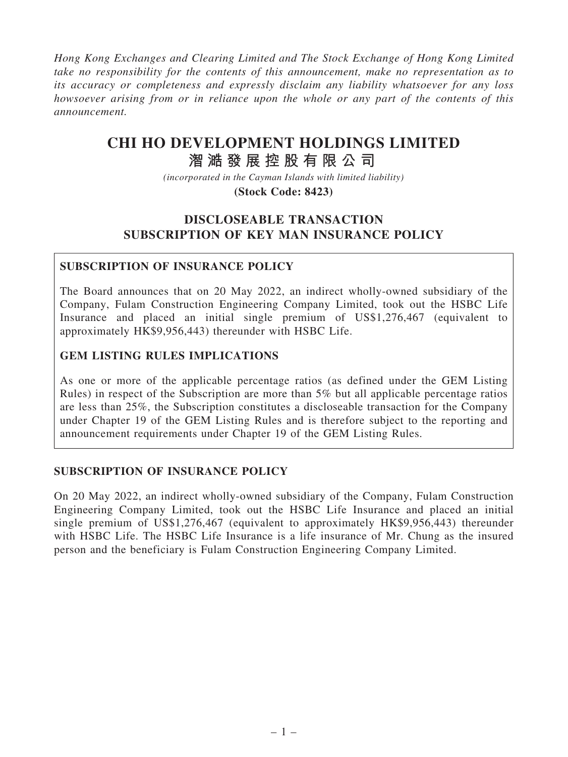*Hong Kong Exchanges and Clearing Limited and The Stock Exchange of Hong Kong Limited take no responsibility for the contents of this announcement, make no representation as to its accuracy or completeness and expressly disclaim any liability whatsoever for any loss howsoever arising from or in reliance upon the whole or any part of the contents of this announcement.*

# CHI HO DEVELOPMENT HOLDINGS LIMITED
# 滙澔發展控股有限公司

*(incorporated in the Cayman Islands with limited liability)*

**(Stock Code: 8423)**

## DISCLOSEABLE TRANSACTION
## SUBSCRIPTION OF KEY MAN INSURANCE POLICY

**SUBSCRIPTION OF INSURANCE POLICY**

The Board announces that on 20 May 2022, an indirect wholly-owned subsidiary of the Company, Fulam Construction Engineering Company Limited, took out the HSBC Life Insurance and placed an initial single premium of US$1,276,467 (equivalent to approximately HK$9,956,443) thereunder with HSBC Life.

**GEM LISTING RULES IMPLICATIONS**

As one or more of the applicable percentage ratios (as defined under the GEM Listing Rules) in respect of the Subscription are more than 5% but all applicable percentage ratios are less than 25%, the Subscription constitutes a discloseable transaction for the Company under Chapter 19 of the GEM Listing Rules and is therefore subject to the reporting and announcement requirements under Chapter 19 of the GEM Listing Rules.

### SUBSCRIPTION OF INSURANCE POLICY

On 20 May 2022, an indirect wholly-owned subsidiary of the Company, Fulam Construction Engineering Company Limited, took out the HSBC Life Insurance and placed an initial single premium of US$1,276,467 (equivalent to approximately HK$9,956,443) thereunder with HSBC Life. The HSBC Life Insurance is a life insurance of Mr. Chung as the insured person and the beneficiary is Fulam Construction Engineering Company Limited.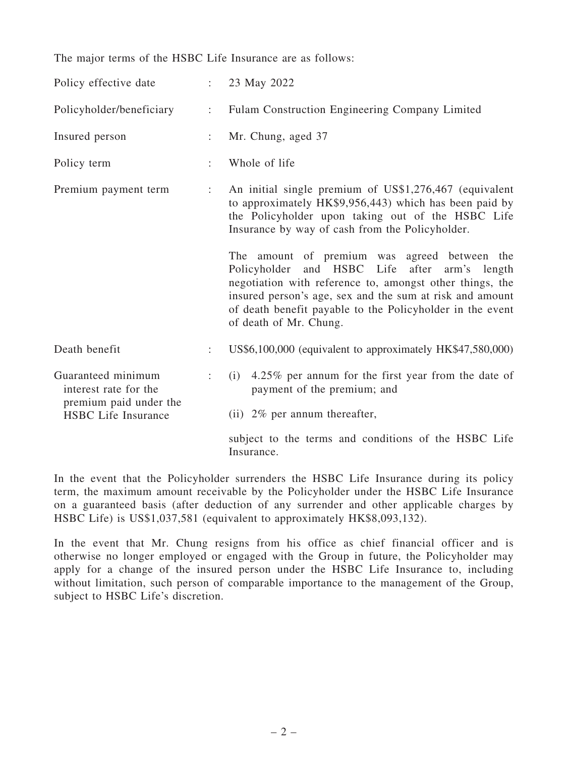The major terms of the HSBC Life Insurance are as follows:

| | | |
|---|---|---|
| Policy effective date | : | 23 May 2022 |
| Policyholder/beneficiary | : | Fulam Construction Engineering Company Limited |
| Insured person | : | Mr. Chung, aged 37 |
| Policy term | : | Whole of life |
| Premium payment term | : | An initial single premium of US$1,276,467 (equivalent to approximately HK$9,956,443) which has been paid by the Policyholder upon taking out of the HSBC Life Insurance by way of cash from the Policyholder.<br><br>The amount of premium was agreed between the Policyholder and HSBC Life after arm's length negotiation with reference to, amongst other things, the insured person's age, sex and the sum at risk and amount of death benefit payable to the Policyholder in the event of death of Mr. Chung. |
| Death benefit | : | US$6,100,000 (equivalent to approximately HK$47,580,000) |
| Guaranteed minimum interest rate for the premium paid under the HSBC Life Insurance | : | (i) 4.25% per annum for the first year from the date of payment of the premium; and<br><br>(ii) 2% per annum thereafter,<br><br>subject to the terms and conditions of the HSBC Life Insurance. |

In the event that the Policyholder surrenders the HSBC Life Insurance during its policy term, the maximum amount receivable by the Policyholder under the HSBC Life Insurance on a guaranteed basis (after deduction of any surrender and other applicable charges by HSBC Life) is US$1,037,581 (equivalent to approximately HK$8,093,132).

In the event that Mr. Chung resigns from his office as chief financial officer and is otherwise no longer employed or engaged with the Group in future, the Policyholder may apply for a change of the insured person under the HSBC Life Insurance to, including without limitation, such person of comparable importance to the management of the Group, subject to HSBC Life's discretion.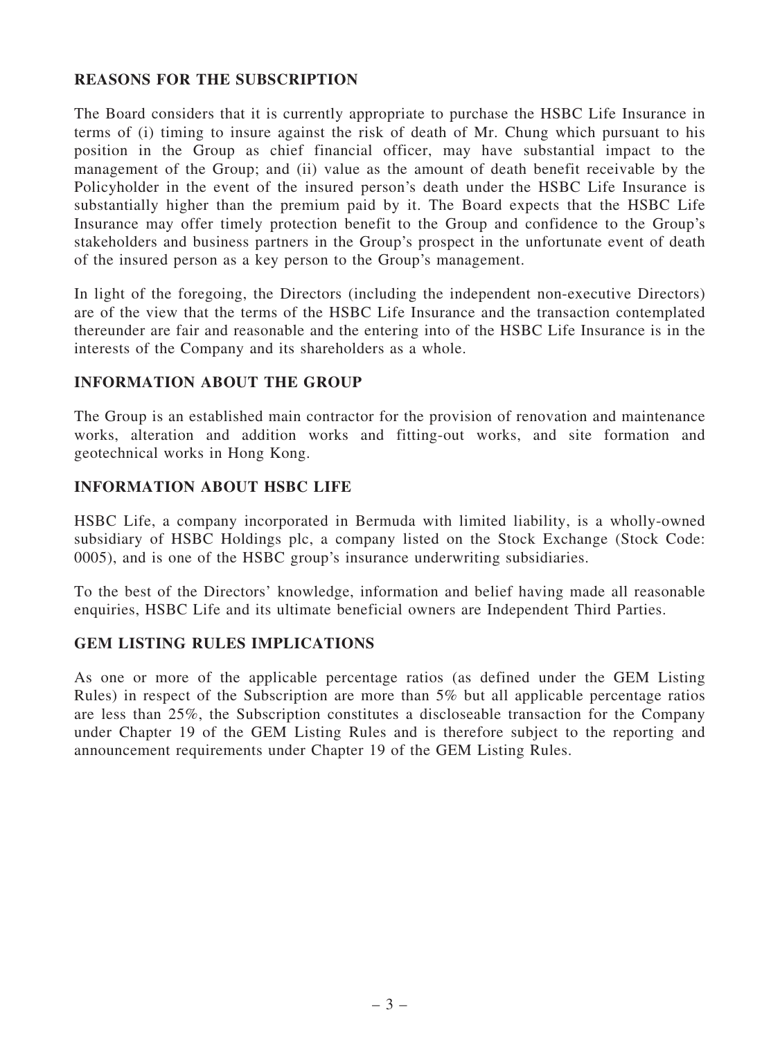## REASONS FOR THE SUBSCRIPTION

The Board considers that it is currently appropriate to purchase the HSBC Life Insurance in terms of (i) timing to insure against the risk of death of Mr. Chung which pursuant to his position in the Group as chief financial officer, may have substantial impact to the management of the Group; and (ii) value as the amount of death benefit receivable by the Policyholder in the event of the insured person's death under the HSBC Life Insurance is substantially higher than the premium paid by it. The Board expects that the HSBC Life Insurance may offer timely protection benefit to the Group and confidence to the Group's stakeholders and business partners in the Group's prospect in the unfortunate event of death of the insured person as a key person to the Group's management.

In light of the foregoing, the Directors (including the independent non-executive Directors) are of the view that the terms of the HSBC Life Insurance and the transaction contemplated thereunder are fair and reasonable and the entering into of the HSBC Life Insurance is in the interests of the Company and its shareholders as a whole.

## INFORMATION ABOUT THE GROUP

The Group is an established main contractor for the provision of renovation and maintenance works, alteration and addition works and fitting-out works, and site formation and geotechnical works in Hong Kong.

## INFORMATION ABOUT HSBC LIFE

HSBC Life, a company incorporated in Bermuda with limited liability, is a wholly-owned subsidiary of HSBC Holdings plc, a company listed on the Stock Exchange (Stock Code: 0005), and is one of the HSBC group's insurance underwriting subsidiaries.

To the best of the Directors' knowledge, information and belief having made all reasonable enquiries, HSBC Life and its ultimate beneficial owners are Independent Third Parties.

## GEM LISTING RULES IMPLICATIONS

As one or more of the applicable percentage ratios (as defined under the GEM Listing Rules) in respect of the Subscription are more than 5% but all applicable percentage ratios are less than 25%, the Subscription constitutes a discloseable transaction for the Company under Chapter 19 of the GEM Listing Rules and is therefore subject to the reporting and announcement requirements under Chapter 19 of the GEM Listing Rules.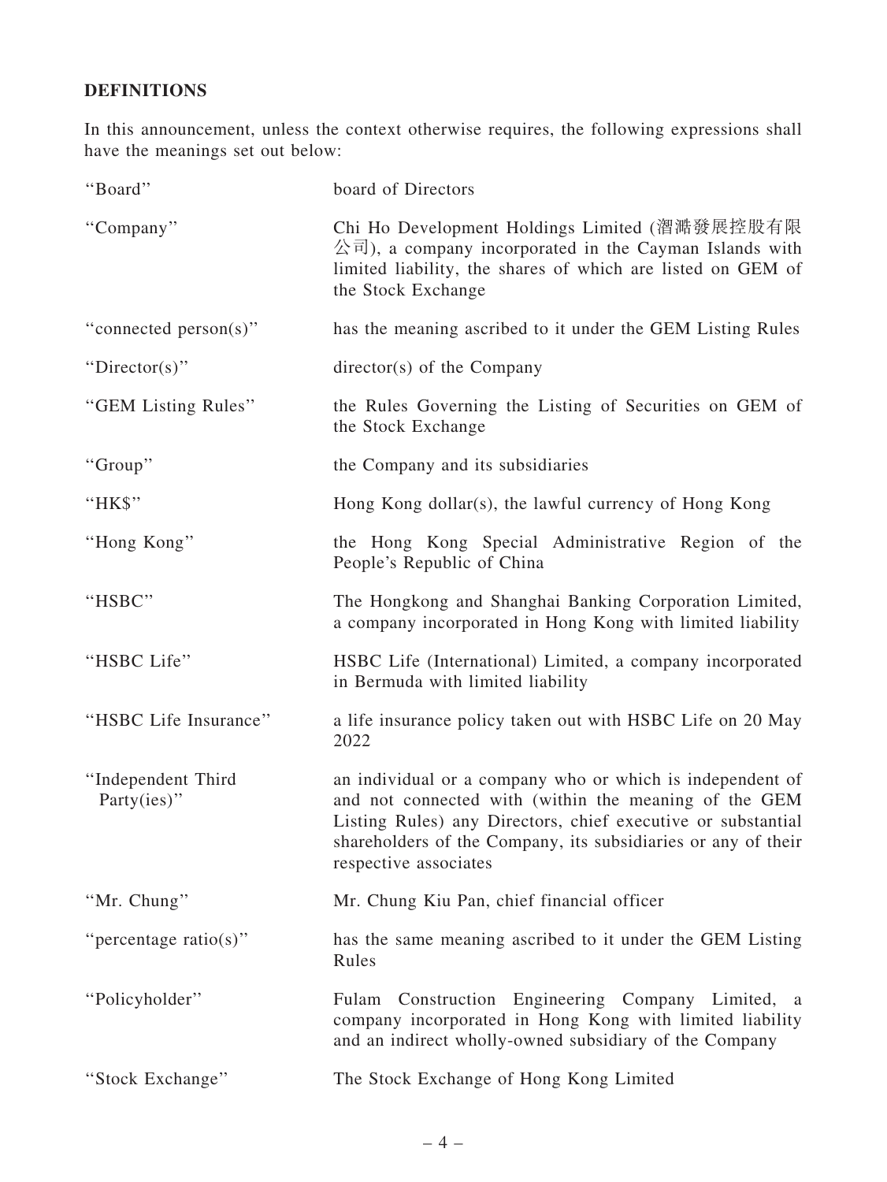## DEFINITIONS

In this announcement, unless the context otherwise requires, the following expressions shall have the meanings set out below:

| | |
|---|---|
| "Board" | board of Directors |
| "Company" | Chi Ho Development Holdings Limited (滙滙發展控股有限公司), a company incorporated in the Cayman Islands with limited liability, the shares of which are listed on GEM of the Stock Exchange |
| "connected person(s)" | has the meaning ascribed to it under the GEM Listing Rules |
| "Director(s)" | director(s) of the Company |
| "GEM Listing Rules" | the Rules Governing the Listing of Securities on GEM of the Stock Exchange |
| "Group" | the Company and its subsidiaries |
| "HK$" | Hong Kong dollar(s), the lawful currency of Hong Kong |
| "Hong Kong" | the Hong Kong Special Administrative Region of the People's Republic of China |
| "HSBC" | The Hongkong and Shanghai Banking Corporation Limited, a company incorporated in Hong Kong with limited liability |
| "HSBC Life" | HSBC Life (International) Limited, a company incorporated in Bermuda with limited liability |
| "HSBC Life Insurance" | a life insurance policy taken out with HSBC Life on 20 May 2022 |
| "Independent Third Party(ies)" | an individual or a company who or which is independent of and not connected with (within the meaning of the GEM Listing Rules) any Directors, chief executive or substantial shareholders of the Company, its subsidiaries or any of their respective associates |
| "Mr. Chung" | Mr. Chung Kiu Pan, chief financial officer |
| "percentage ratio(s)" | has the same meaning ascribed to it under the GEM Listing Rules |
| "Policyholder" | Fulam Construction Engineering Company Limited, a company incorporated in Hong Kong with limited liability and an indirect wholly-owned subsidiary of the Company |
| "Stock Exchange" | The Stock Exchange of Hong Kong Limited |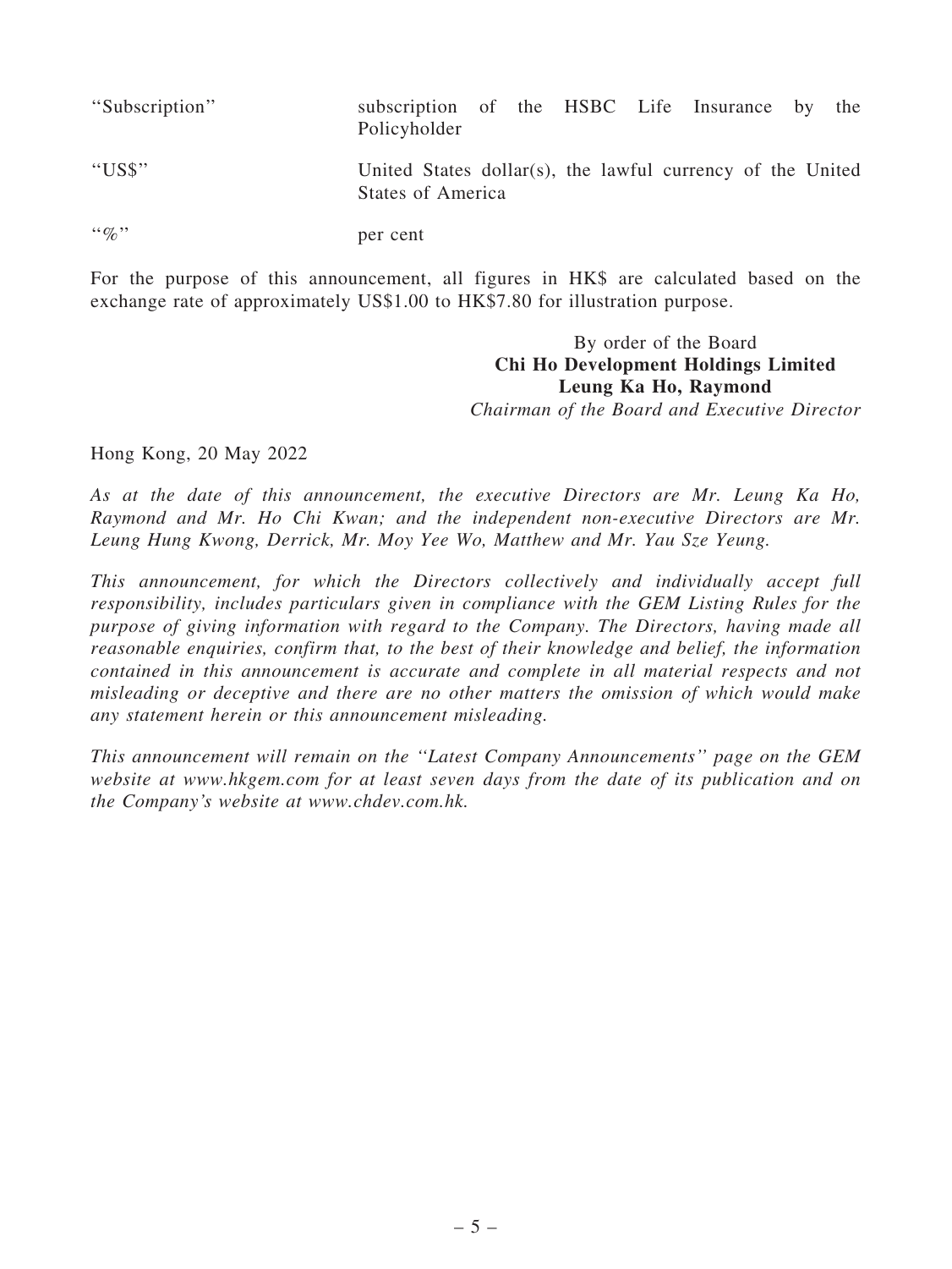| | |
|---|---|
| "Subscription" | subscription of the HSBC Life Insurance by the Policyholder |
| "US$" | United States dollar(s), the lawful currency of the United States of America |
| "%" | per cent |

For the purpose of this announcement, all figures in HK$ are calculated based on the exchange rate of approximately US$1.00 to HK$7.80 for illustration purpose.

By order of the Board
**Chi Ho Development Holdings Limited**
**Leung Ka Ho, Raymond**
*Chairman of the Board and Executive Director*

Hong Kong, 20 May 2022

*As at the date of this announcement, the executive Directors are Mr. Leung Ka Ho, Raymond and Mr. Ho Chi Kwan; and the independent non-executive Directors are Mr. Leung Hung Kwong, Derrick, Mr. Moy Yee Wo, Matthew and Mr. Yau Sze Yeung.*

*This announcement, for which the Directors collectively and individually accept full responsibility, includes particulars given in compliance with the GEM Listing Rules for the purpose of giving information with regard to the Company. The Directors, having made all reasonable enquiries, confirm that, to the best of their knowledge and belief, the information contained in this announcement is accurate and complete in all material respects and not misleading or deceptive and there are no other matters the omission of which would make any statement herein or this announcement misleading.*

*This announcement will remain on the "Latest Company Announcements" page on the GEM website at www.hkgem.com for at least seven days from the date of its publication and on the Company's website at www.chdev.com.hk.*